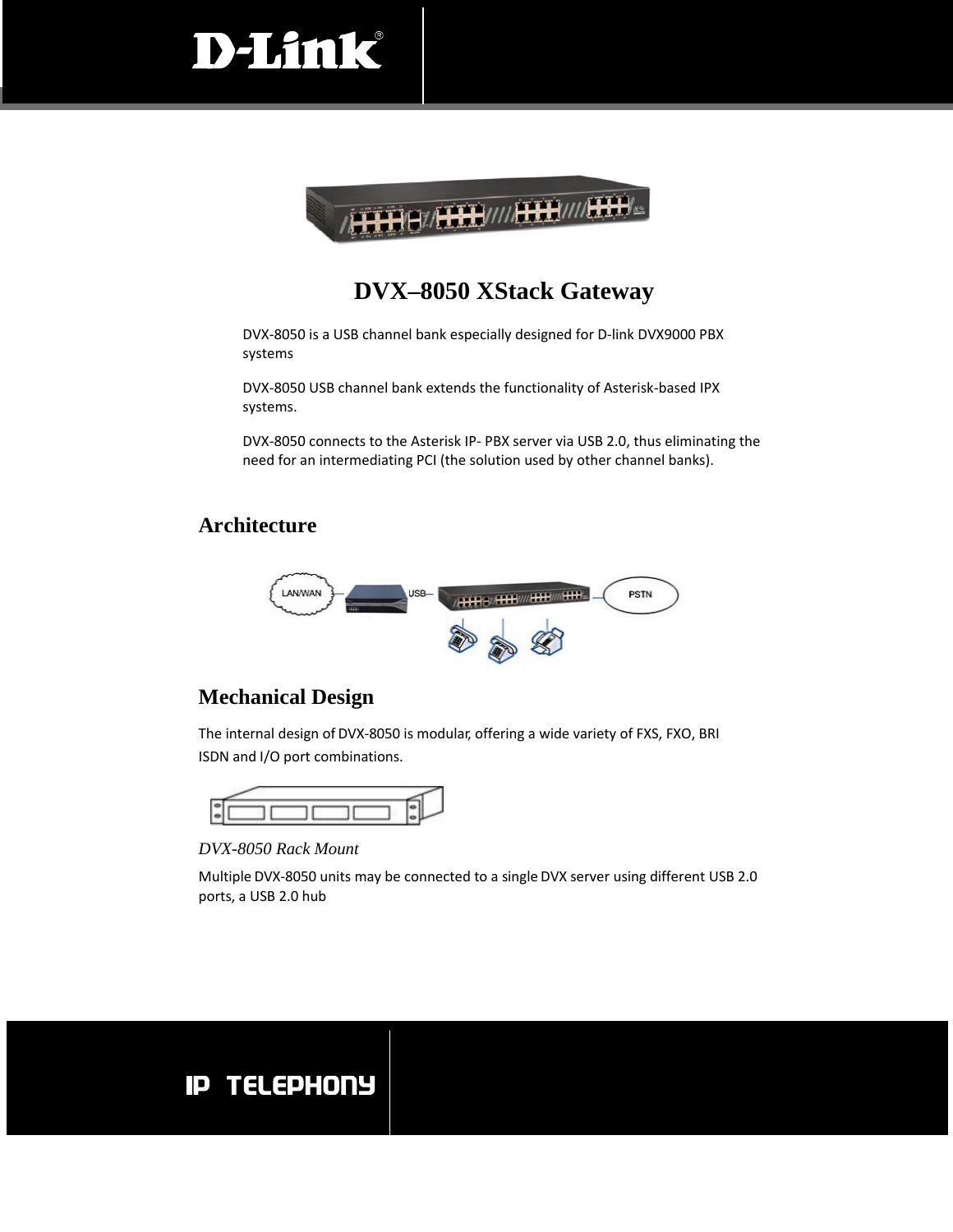# DVX–8050 XStack Gateway

DVX-8050 is a USB channel bank especially designed for D-link DVX9000 PBX systems

DVX-8050 USB channel bank extends the functionality of Asterisk-based IPX systems.

DVX-8050 connects to the Asterisk IP- PBX server via USB 2.0, thus eliminating the need for an intermediating PCI (the solution used by other channel banks).

## Architecture

## Mechanical Design

The internal design of DVX-8050 is modular, offering a wide variety of FXS, FXO, BRI ISDN and I/O port combinations.

*DVX-8050 Rack Mount*

Multiple DVX-8050 units may be connected to a single DVX server using different USB 2.0 ports, a USB 2.0 hub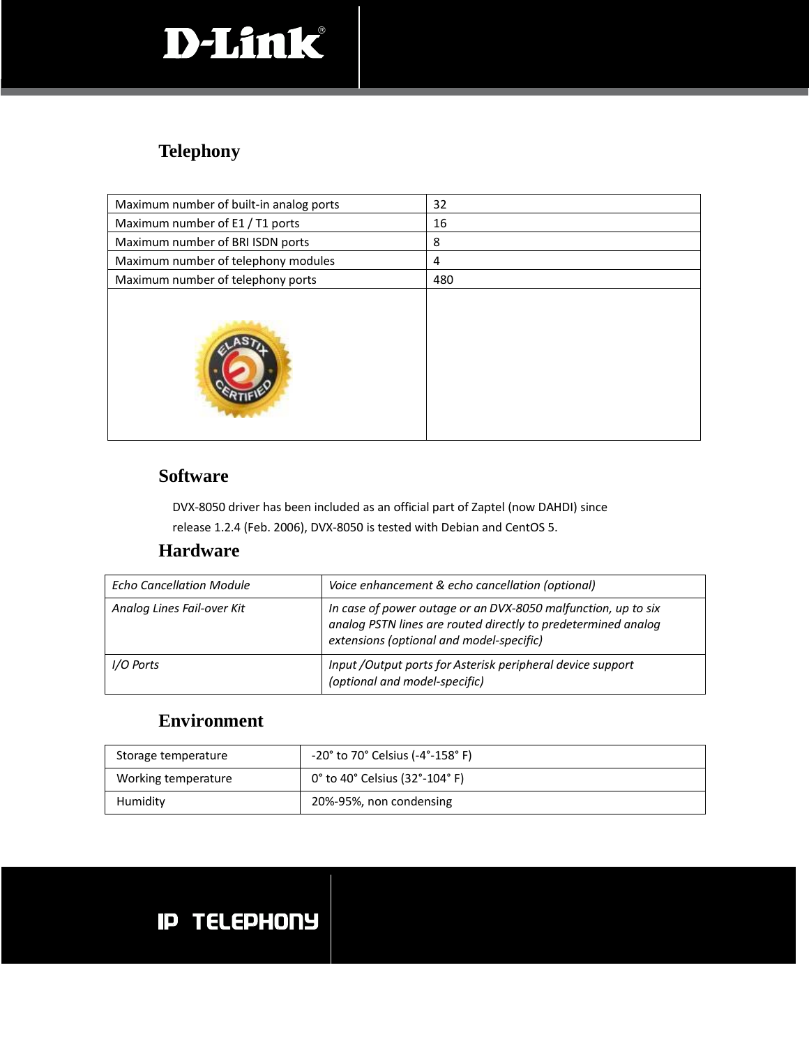## Telephony

| Maximum number of built-in analog ports | 32 |
|---|---|
| Maximum number of E1 / T1 ports | 16 |
| Maximum number of BRI ISDN ports | 8 |
| Maximum number of telephony modules | 4 |
| Maximum number of telephony ports | 480 |

## Software

DVX-8050 driver has been included as an official part of Zaptel (now DAHDI) since release 1.2.4 (Feb. 2006), DVX-8050 is tested with Debian and CentOS 5.

## Hardware

| *Echo Cancellation Module* | *Voice enhancement & echo cancellation (optional)* |
|---|---|
| *Analog Lines Fail-over Kit* | *In case of power outage or an DVX-8050 malfunction, up to six analog PSTN lines are routed directly to predetermined analog extensions (optional and model-specific)* |
| *I/O Ports* | *Input /Output ports for Asterisk peripheral device support (optional and model-specific)* |

## Environment

| Storage temperature | -20° to 70° Celsius (-4°-158° F) |
|---|---|
| Working temperature | 0° to 40° Celsius (32°-104° F) |
| Humidity | 20%-95%, non condensing |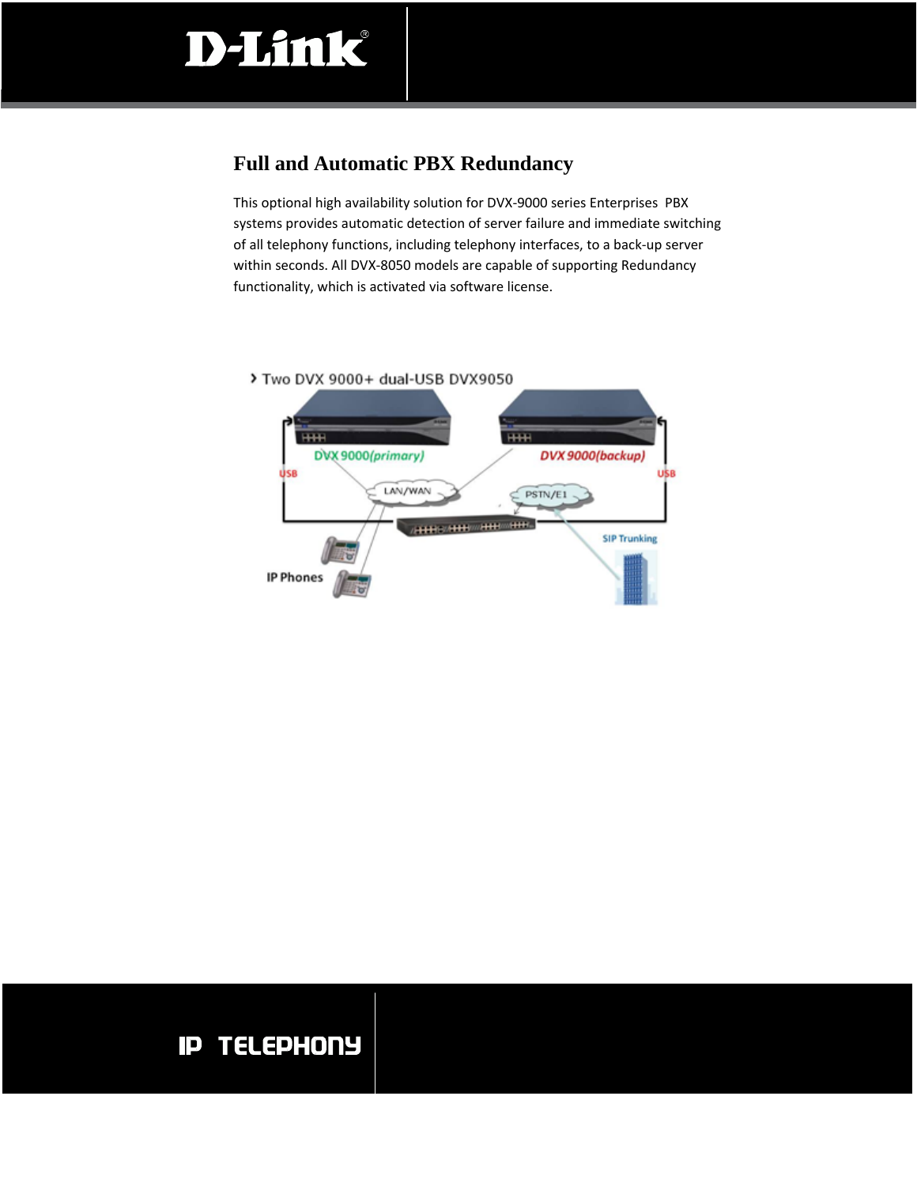## Full and Automatic PBX Redundancy

This optional high availability solution for DVX-9000 series Enterprises PBX systems provides automatic detection of server failure and immediate switching of all telephony functions, including telephony interfaces, to a back-up server within seconds. All DVX-8050 models are capable of supporting Redundancy functionality, which is activated via software license.

› Two DVX 9000+ dual-USB DVX9050

DVX 9000(primary)

DVX 9000(backup)

USB

USB

LAN/WAN

PSTN/E1

SIP Trunking

IP Phones